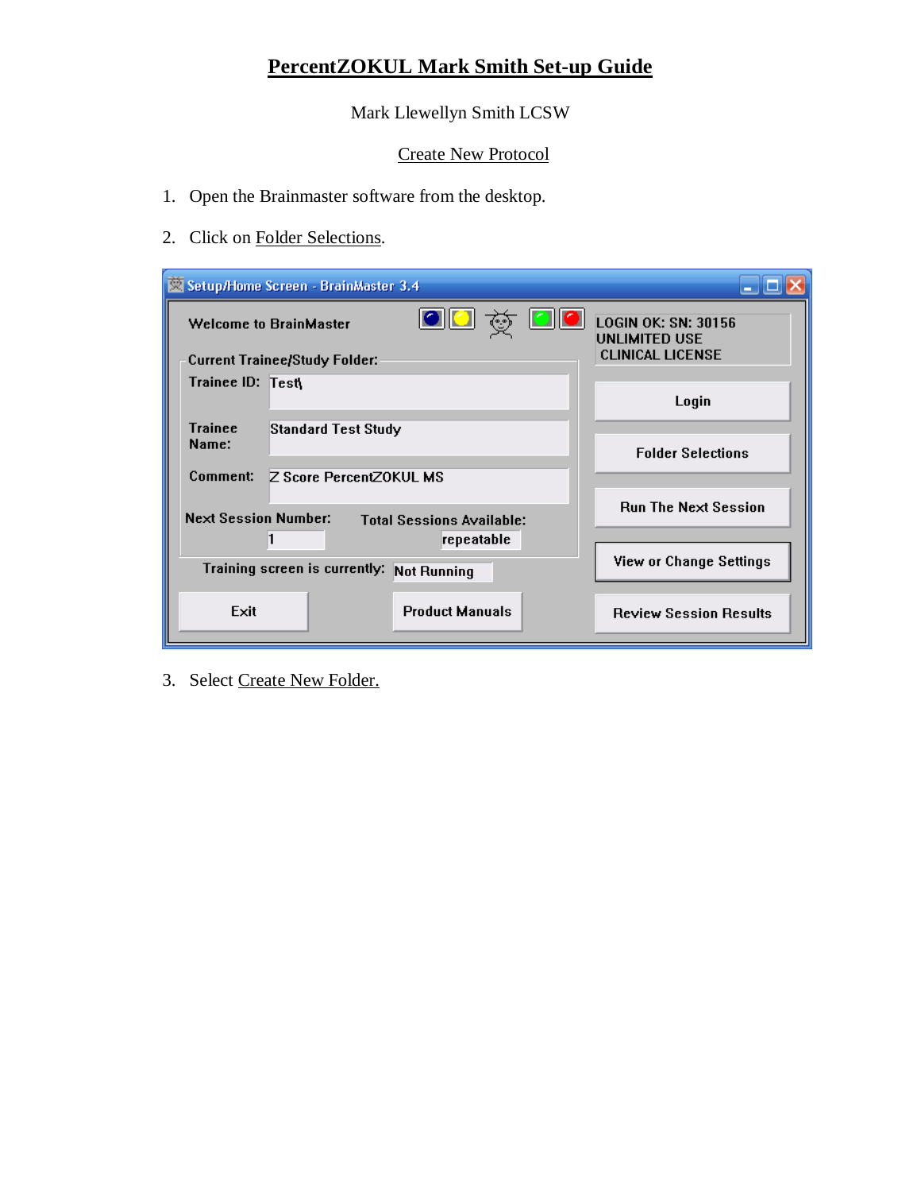# PercentZOKUL Mark Smith Set-up Guide

Mark Llewellyn Smith LCSW

Create New Protocol

1. Open the Brainmaster software from the desktop.

2. Click on Folder Selections.

3. Select Create New Folder.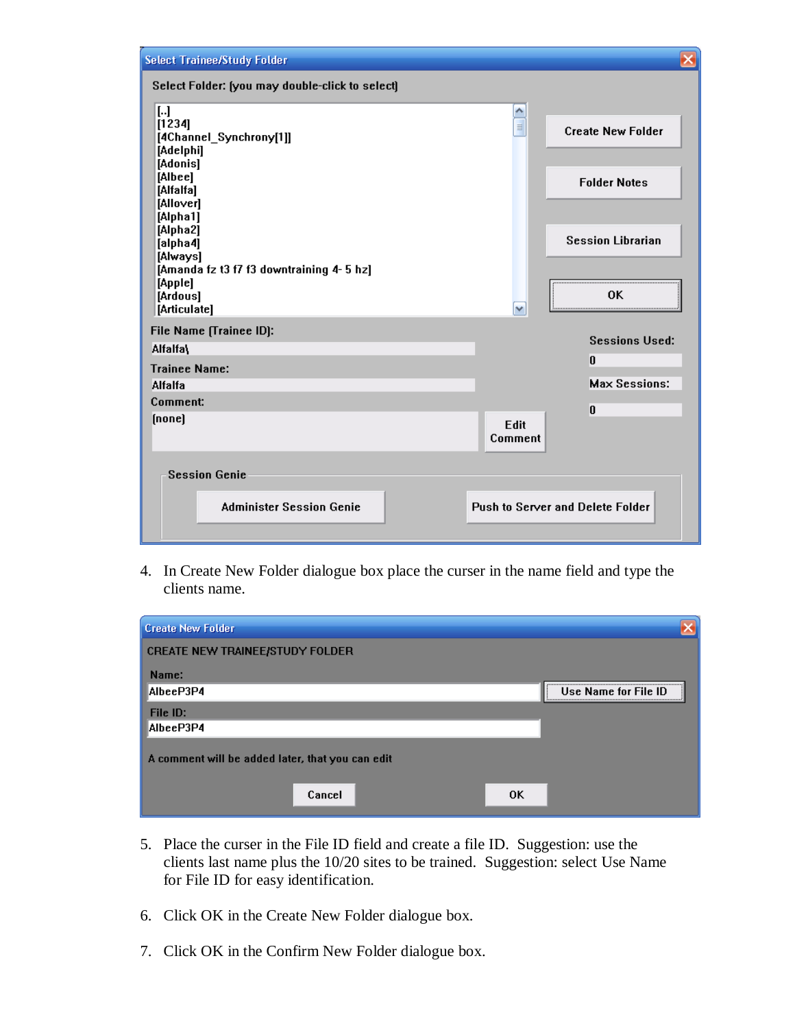4. In Create New Folder dialogue box place the curser in the name field and type the clients name.

5. Place the curser in the File ID field and create a file ID. Suggestion: use the clients last name plus the 10/20 sites to be trained. Suggestion: select Use Name for File ID for easy identification.

6. Click OK in the Create New Folder dialogue box.

7. Click OK in the Confirm New Folder dialogue box.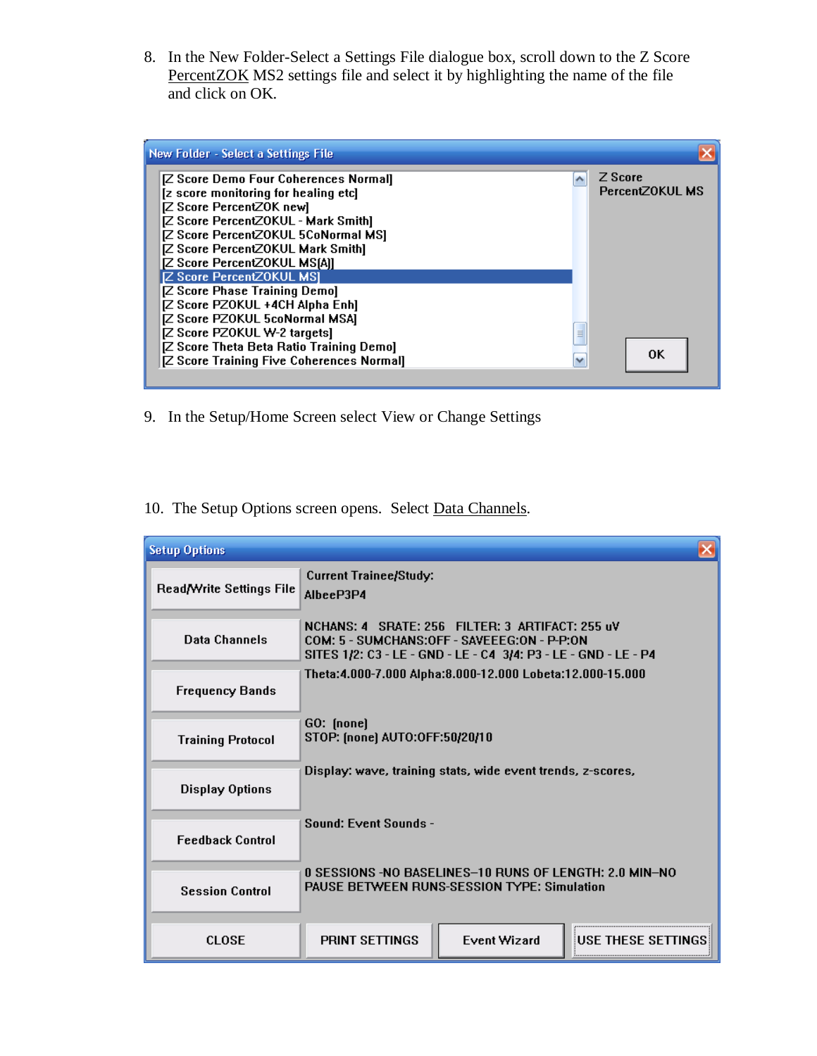8. In the New Folder-Select a Settings File dialogue box, scroll down to the Z Score PercentZOK MS2 settings file and select it by highlighting the name of the file and click on OK.

**New Folder - Select a Settings File**

- [Z Score Demo Four Coherences Normal]
- [z score monitoring for healing etc]
- [Z Score PercentZOK new]
- [Z Score PercentZOKUL - Mark Smith]
- [Z Score PercentZOKUL 5CoNormal MS]
- [Z Score PercentZOKUL Mark Smith]
- [Z Score PercentZOKUL MS(A)]
- [Z Score PercentZOKUL MS]
- [Z Score Phase Training Demo]
- [Z Score PZOKUL +4CH Alpha Enh]
- [Z Score PZOKUL 5coNormal MSA]
- [Z Score PZOKUL W-2 targets]
- [Z Score Theta Beta Ratio Training Demo]
- [Z Score Training Five Coherences Normal]

Z Score PercentZOKUL MS

OK

9. In the Setup/Home Screen select View or Change Settings

10. The Setup Options screen opens. Select Data Channels.

**Setup Options**

| | |
|---|---|
| Read/Write Settings File | Current Trainee/Study: AlbeeP3P4 |
| Data Channels | NCHANS: 4 SRATE: 256 FILTER: 3 ARTIFACT: 255 uV COM: 5 - SUMCHANS:OFF - SAVEEG:ON - P-P:ON SITES 1/2: C3 - LE - GND - LE - C4 3/4: P3 - LE - GND - LE - P4 |
| Frequency Bands | Theta:4.000-7.000 Alpha:8.000-12.000 Lobeta:12.000-15.000 |
| Training Protocol | GO: [none] STOP: [none] AUTO:OFF:50/20/10 |
| Display Options | Display: wave, training stats, wide event trends, z-scores, |
| Feedback Control | Sound: Event Sounds - |
| Session Control | 0 SESSIONS -NO BASELINES--10 RUNS OF LENGTH: 2.0 MIN--NO PAUSE BETWEEN RUNS-SESSION TYPE: Simulation |

CLOSE | PRINT SETTINGS | Event Wizard | USE THESE SETTINGS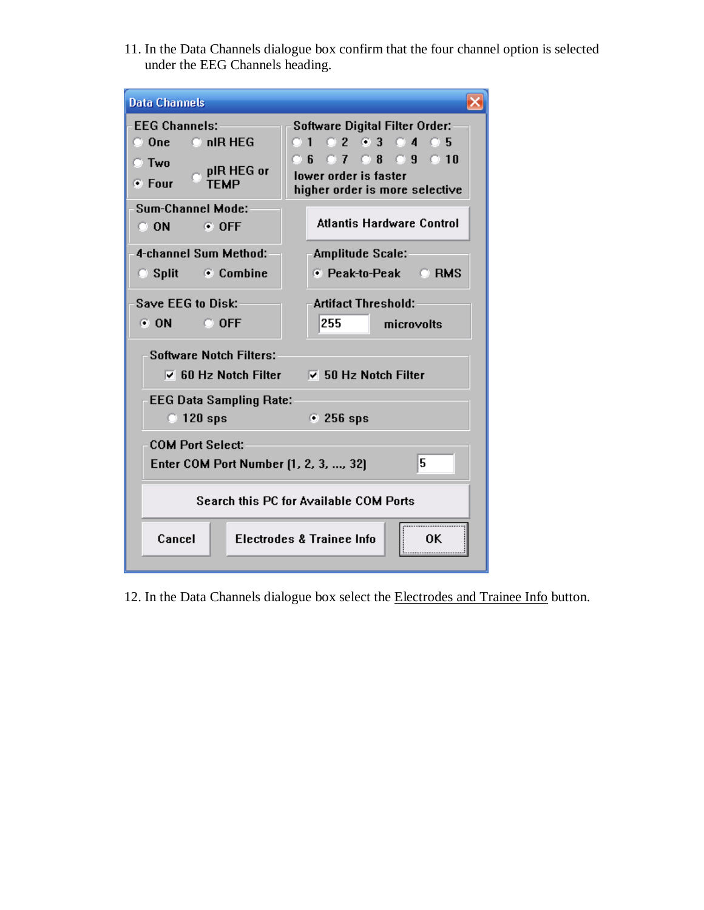11. In the Data Channels dialogue box confirm that the four channel option is selected under the EEG Channels heading.

12. In the Data Channels dialogue box select the Electrodes and Trainee Info button.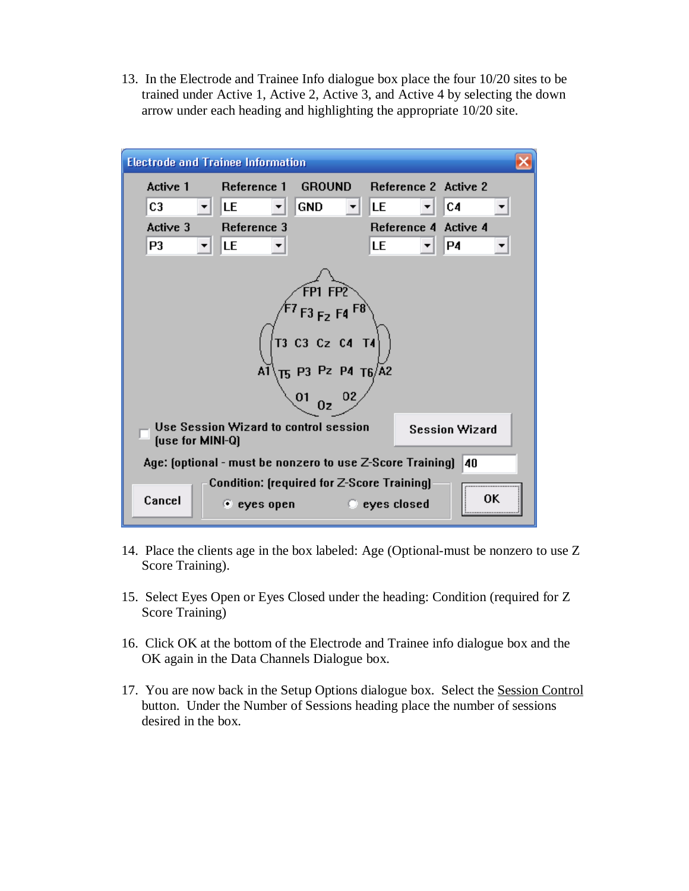13. In the Electrode and Trainee Info dialogue box place the four 10/20 sites to be trained under Active 1, Active 2, Active 3, and Active 4 by selecting the down arrow under each heading and highlighting the appropriate 10/20 site.

14. Place the clients age in the box labeled: Age (Optional-must be nonzero to use Z Score Training).

15. Select Eyes Open or Eyes Closed under the heading: Condition (required for Z Score Training)

16. Click OK at the bottom of the Electrode and Trainee info dialogue box and the OK again in the Data Channels Dialogue box.

17. You are now back in the Setup Options dialogue box. Select the Session Control button. Under the Number of Sessions heading place the number of sessions desired in the box.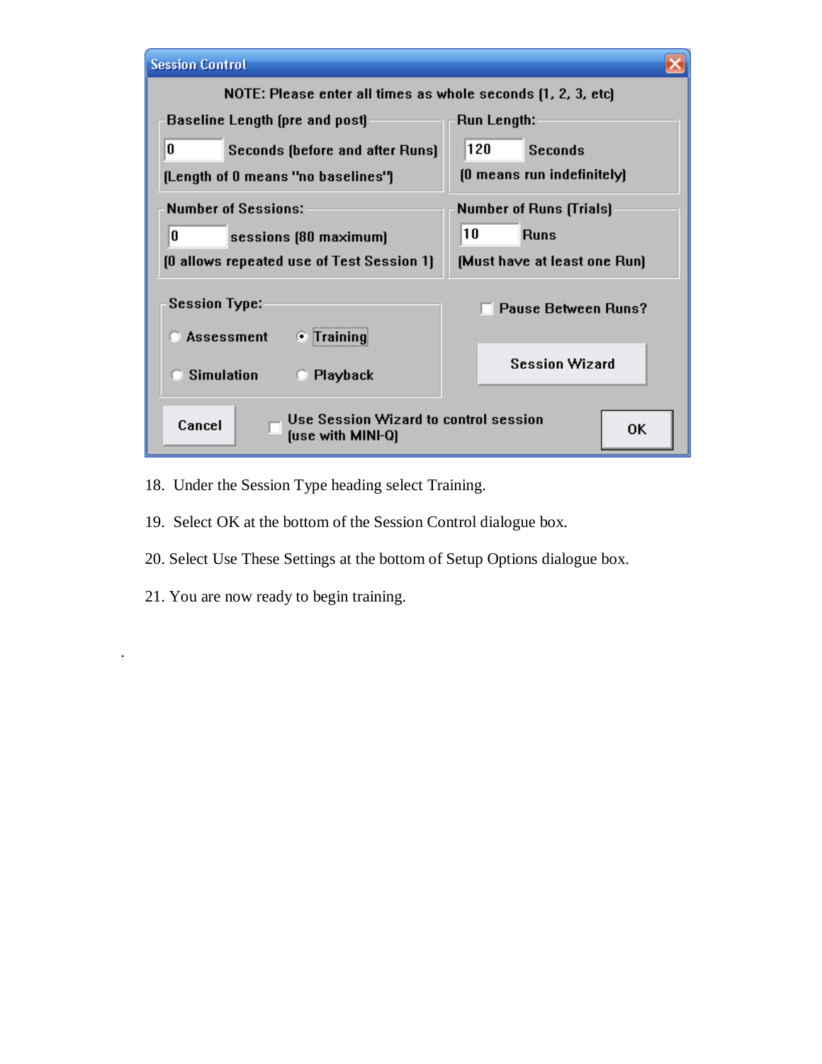18. Under the Session Type heading select Training.

19. Select OK at the bottom of the Session Control dialogue box.

20. Select Use These Settings at the bottom of Setup Options dialogue box.

21. You are now ready to begin training.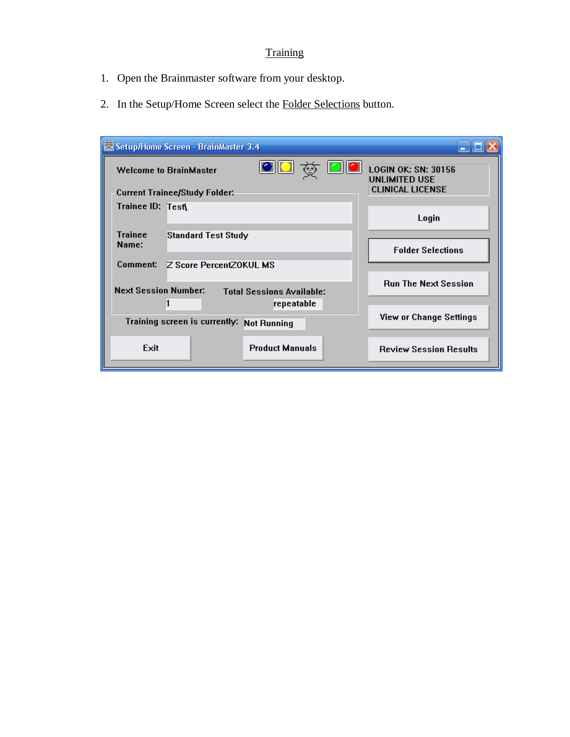# Training

1. Open the Brainmaster software from your desktop.

2. In the Setup/Home Screen select the Folder Selections button.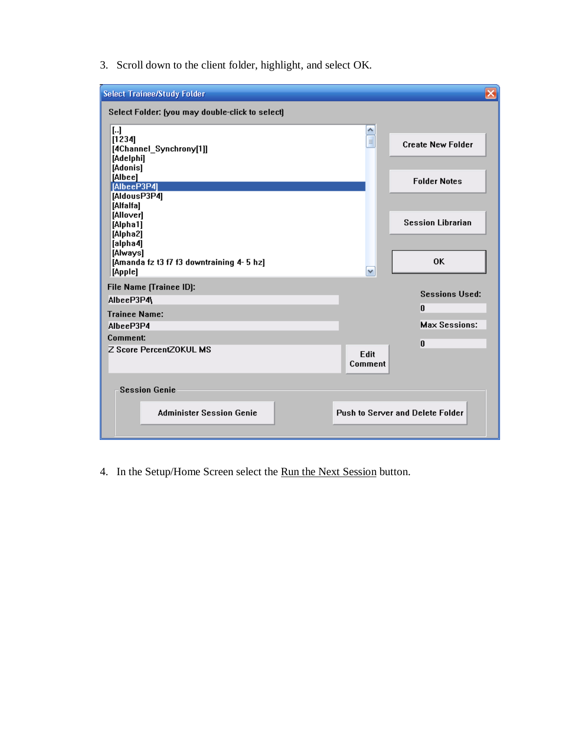3. Scroll down to the client folder, highlight, and select OK.

4. In the Setup/Home Screen select the Run the Next Session button.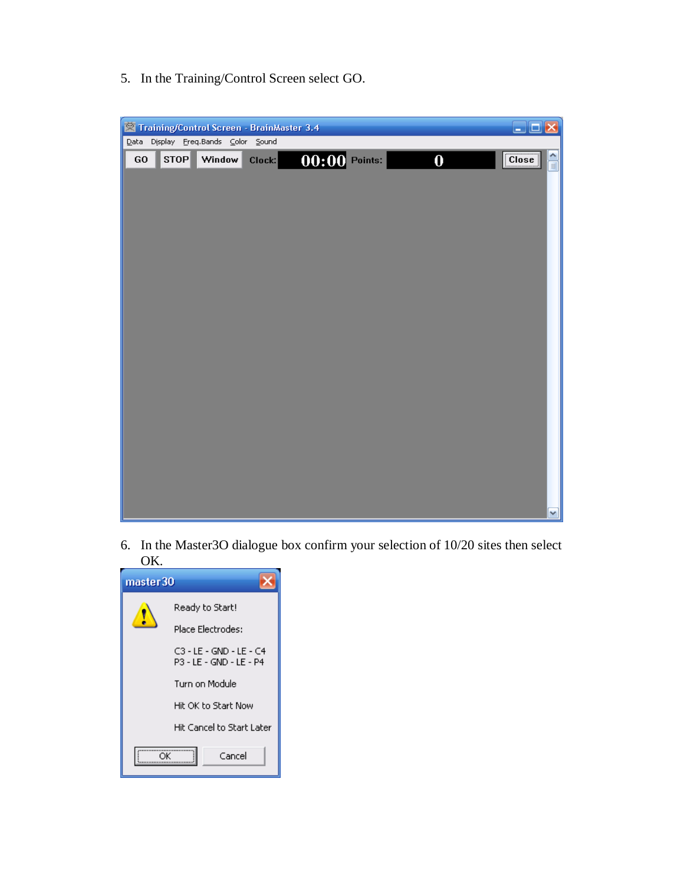5. In the Training/Control Screen select GO.

6. In the Master3O dialogue box confirm your selection of 10/20 sites then select OK.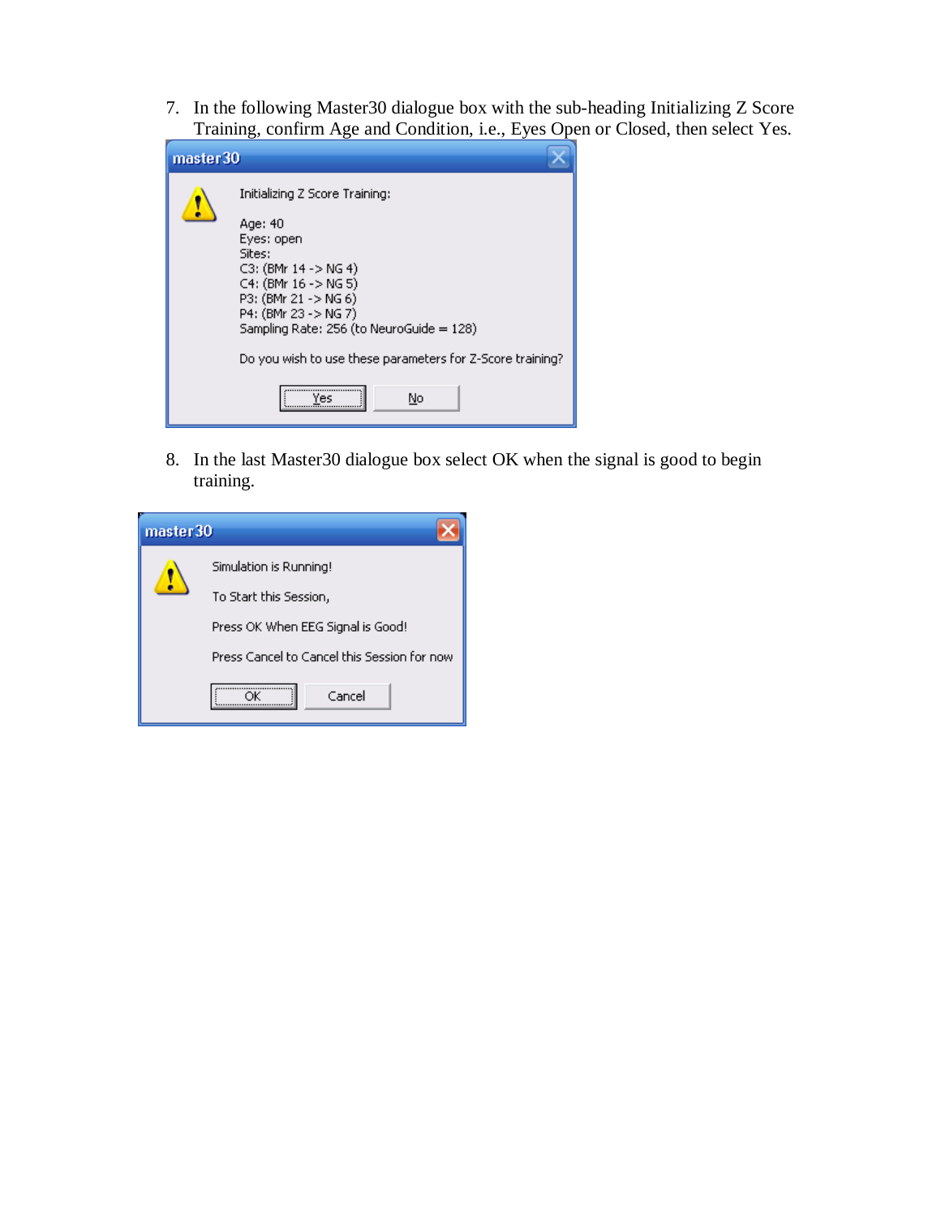7. In the following Master30 dialogue box with the sub-heading Initializing Z Score Training, confirm Age and Condition, i.e., Eyes Open or Closed, then select Yes.

```
master30

Initializing Z Score Training:

Age: 40
Eyes: open
Sites:
C3: (BMr 14 -> NG 4)
C4: (BMr 16 -> NG 5)
P3: (BMr 21 -> NG 6)
P4: (BMr 23 -> NG 7)
Sampling Rate: 256 (to NeuroGuide = 128)

Do you wish to use these parameters for Z-Score training?

[Yes]  [No]
```

8. In the last Master30 dialogue box select OK when the signal is good to begin training.

```
master30

Simulation is Running!

To Start this Session,

Press OK When EEG Signal is Good!

Press Cancel to Cancel this Session for now

[OK]  [Cancel]
```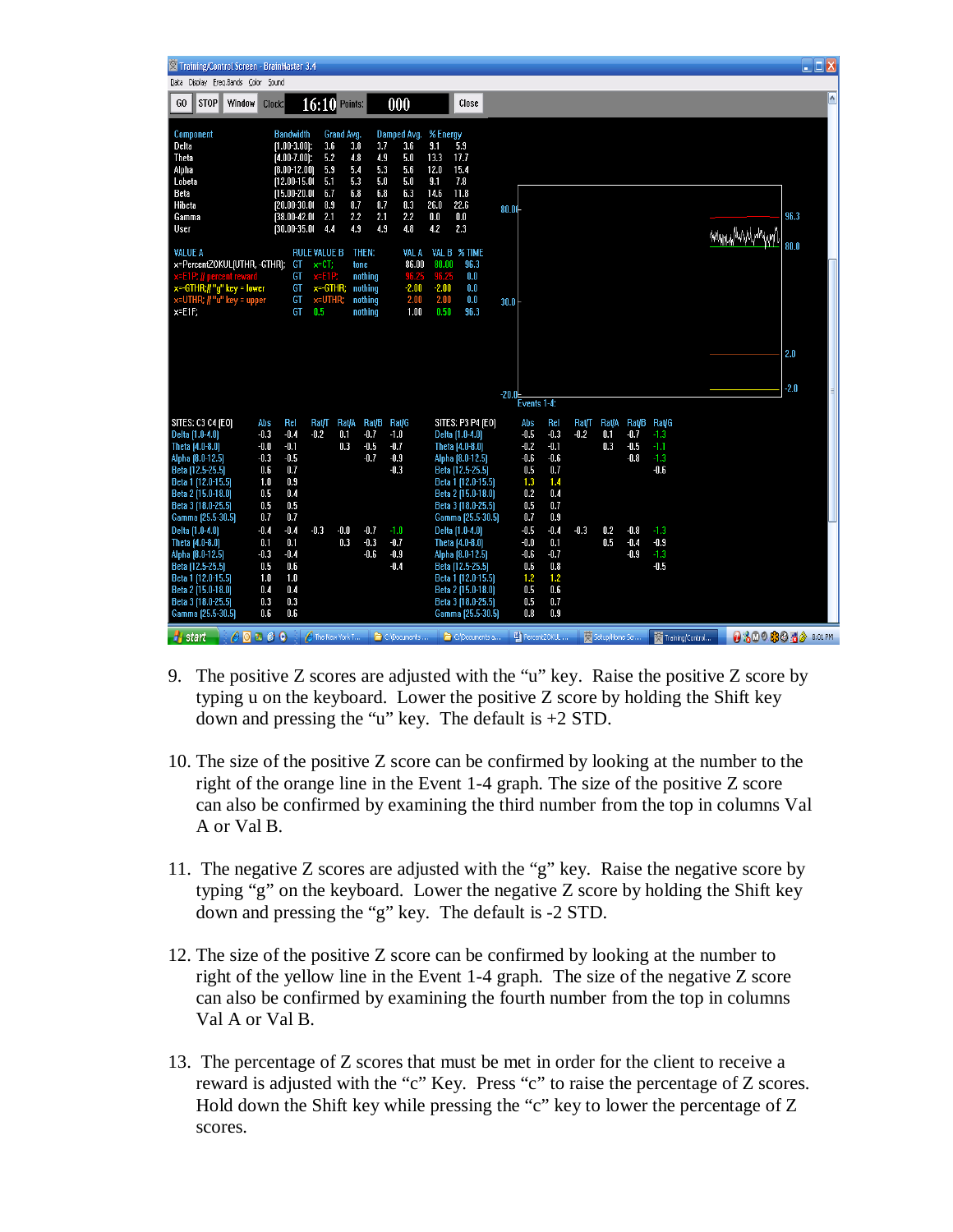9. The positive Z scores are adjusted with the “u” key. Raise the positive Z score by typing u on the keyboard. Lower the positive Z score by holding the Shift key down and pressing the “u” key. The default is +2 STD.

10. The size of the positive Z score can be confirmed by looking at the number to the right of the orange line in the Event 1-4 graph. The size of the positive Z score can also be confirmed by examining the third number from the top in columns Val A or Val B.

11. The negative Z scores are adjusted with the “g” key. Raise the negative score by typing “g” on the keyboard. Lower the negative Z score by holding the Shift key down and pressing the “g” key. The default is -2 STD.

12. The size of the positive Z score can be confirmed by looking at the number to right of the yellow line in the Event 1-4 graph. The size of the negative Z score can also be confirmed by examining the fourth number from the top in columns Val A or Val B.

13. The percentage of Z scores that must be met in order for the client to receive a reward is adjusted with the “c” Key. Press “c” to raise the percentage of Z scores. Hold down the Shift key while pressing the “c” key to lower the percentage of Z scores.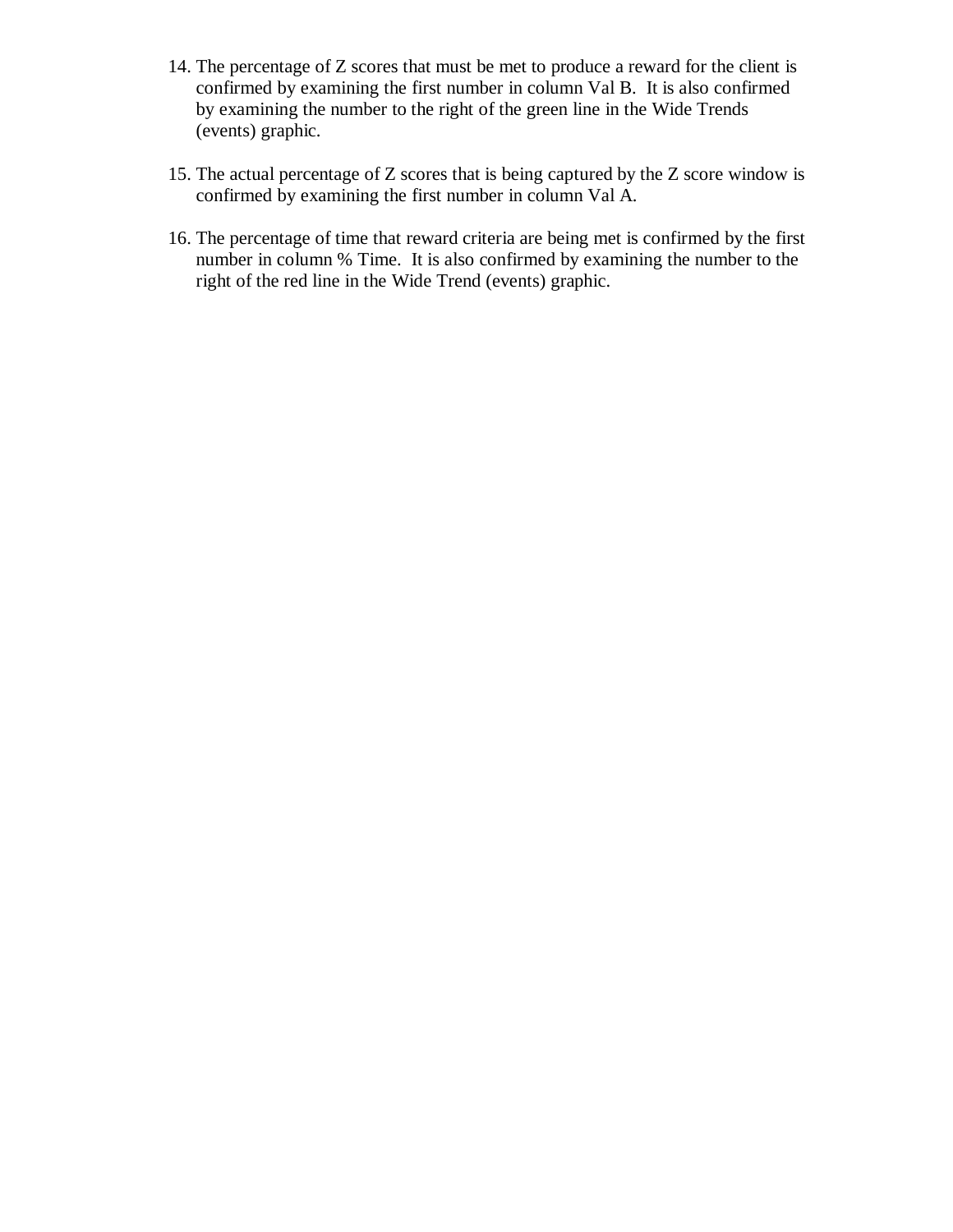14. The percentage of Z scores that must be met to produce a reward for the client is confirmed by examining the first number in column Val B. It is also confirmed by examining the number to the right of the green line in the Wide Trends (events) graphic.

15. The actual percentage of Z scores that is being captured by the Z score window is confirmed by examining the first number in column Val A.

16. The percentage of time that reward criteria are being met is confirmed by the first number in column % Time. It is also confirmed by examining the number to the right of the red line in the Wide Trend (events) graphic.